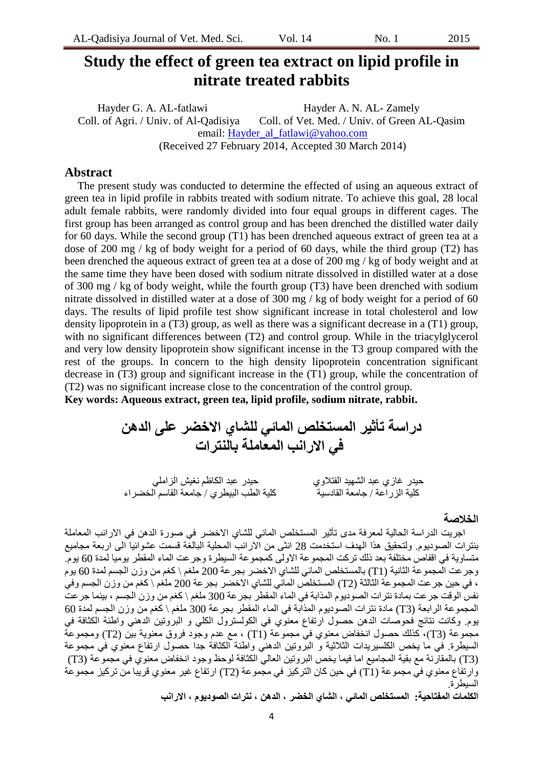# Study the effect of green tea extract on lipid profile in nitrate treated rabbits

Hayder G. A. AL-fatlawi — Coll. of Agri. / Univ. of Al-Qadisiya

Hayder A. N. AL- Zamely — Coll. of Vet. Med. / Univ. of Green AL-Qasim

email: Hayder_al_fatlawi@yahoo.com

(Received 27 February 2014, Accepted 30 March 2014)

## Abstract

The present study was conducted to determine the effected of using an aqueous extract of green tea in lipid profile in rabbits treated with sodium nitrate. To achieve this goal, 28 local adult female rabbits, were randomly divided into four equal groups in different cages. The first group has been arranged as control group and has been drenched the distilled water daily for 60 days. While the second group (T1) has been drenched aqueous extract of green tea at a dose of 200 mg / kg of body weight for a period of 60 days, while the third group (T2) has been drenched the aqueous extract of green tea at a dose of 200 mg / kg of body weight and at the same time they have been dosed with sodium nitrate dissolved in distilled water at a dose of 300 mg / kg of body weight, while the fourth group (T3) have been drenched with sodium nitrate dissolved in distilled water at a dose of 300 mg / kg of body weight for a period of 60 days. The results of lipid profile test show significant increase in total cholesterol and low density lipoprotein in a (T3) group, as well as there was a significant decrease in a (T1) group, with no significant differences between (T2) and control group. While in the triacylglycerol and very low density lipoprotein show significant incense in the T3 group compared with the rest of the groups. In concern to the high density lipoprotein concentration significant decrease in (T3) group and significant increase in the (T1) group, while the concentration of (T2) was no significant increase close to the concentration of the control group.

**Key words: Aqueous extract, green tea, lipid profile, sodium nitrate, rabbit.**

# دراسة تأثير المستخلص المائي للشاي الاخضر على الدهن في الارانب المعاملة بالنترات

حيدر غازي عبد الشهيد الفتلاوي — كلية الزراعة / جامعة القادسية

حيدر عبد الكاظم نغيش الزاملي — كلية الطب البيطري / جامعة القاسم الخضراء

## الخلاصة

اجريت الدراسة الحالية لمعرفة مدى تأثير المستخلص المائي للشاي الاخضر في صورة الدهن في الارانب المعاملة بنترات الصوديوم. ولتحقيق هذا الهدف استخدمت 28 انثى من الارانب المحلية البالغة قسمت عشوائيا الى اربعة مجاميع متساوية في اقفاص مختلفة بعد ذلك تركت المجموعة الاولى كمجموعة السيطرة وجرعت الماء المقطر يوميا لمدة 60 يوم. وجرعت المجموعة الثانية (T1) بالمستخلص المائي للشاي الاخضر بجرعة 200 ملغم \ كغم من وزن الجسم لمدة 60 يوم ، في حين جرعت المجموعة الثالثة (T2) المستخلص المائي للشاي الاخضر بجرعة 200 ملغم \ كغم من وزن الجسم وفي نفس الوقت جرعت بمادة نترات الصوديوم المذابة في الماء المقطر بجرعة 300 ملغم \ كغم من وزن الجسم ، بينما جرعت المجموعة الرابعة (T3) مادة نترات الصوديوم المذابة في الماء المقطر بجرعة 300 ملغم \ كغم من وزن الجسم لمدة 60 يوم. وكانت نتائج فحوصات الدهن حصول ارتفاع معنوي في الكولسترول الكلي و البروتين الدهني واطئة الكثافة في مجموعة (T3)، كذلك حصول انخفاض معنوي في مجموعة (T1) ، مع عدم وجود فروق معنوية بين (T2) ومجموعة السيطرة. في ما يخص الكلسيريدات الثلاثية و البروتين الدهني واطئة الكثافة جدا حصول ارتفاع معنوي في مجموعة (T3) بالمقارنة مع بقية المجاميع اما فيما يخص البروتين العالي الكثافة لوحظ وجود انخفاض معنوي في مجموعة (T3) وارتفاع معنوي في مجموعة (T1) في حين كان التركيز في مجموعة (T2) ارتفاع غير معنوي قريبا من تركيز مجموعة السيطرة.

**الكلمات المفتاحية: المستخلص المائي ، الشاي الخضر ، الدهن ، نترات الصوديوم ، الارانب**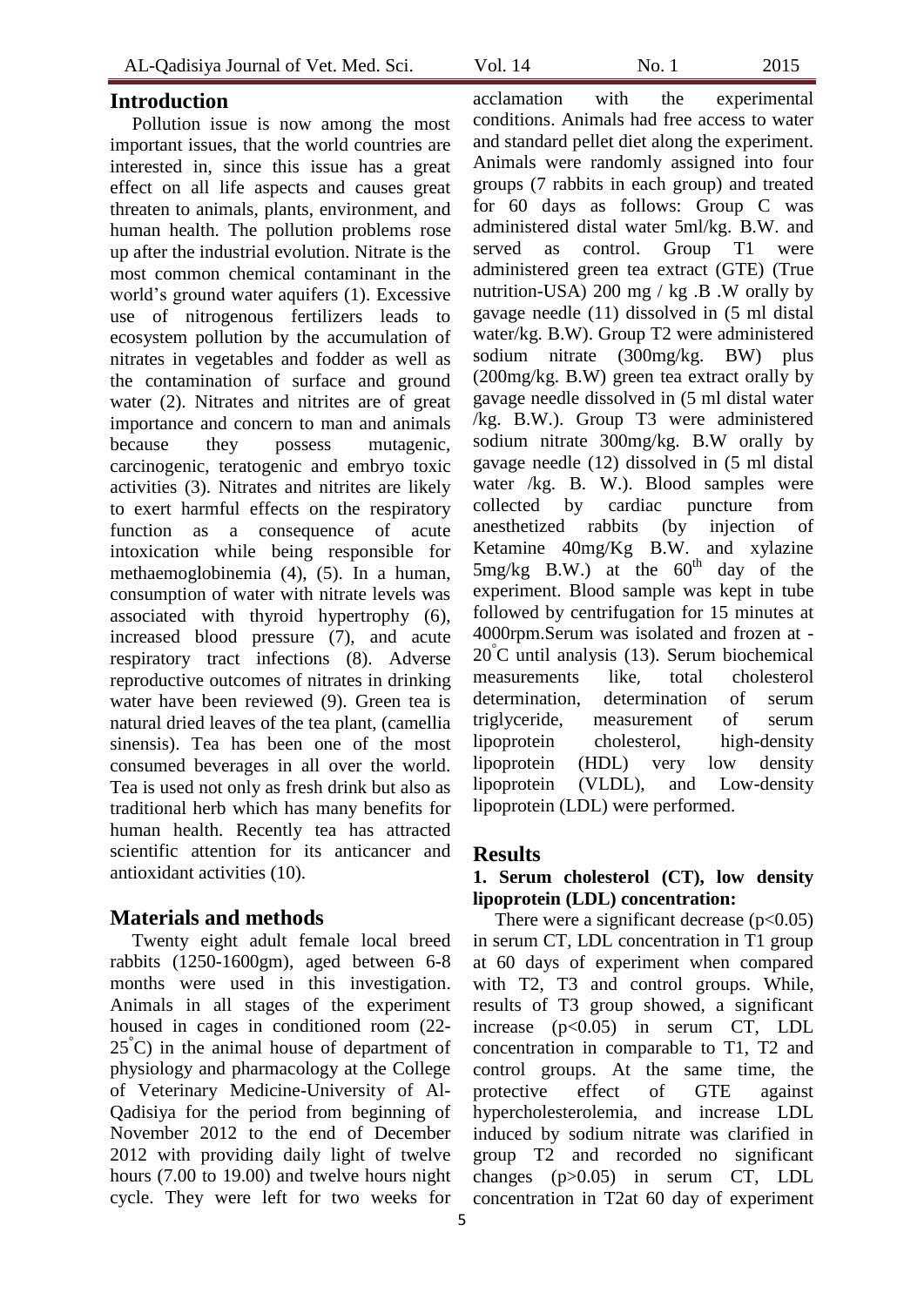## Introduction

Pollution issue is now among the most important issues, that the world countries are interested in, since this issue has a great effect on all life aspects and causes great threaten to animals, plants, environment, and human health. The pollution problems rose up after the industrial evolution. Nitrate is the most common chemical contaminant in the world's ground water aquifers (1). Excessive use of nitrogenous fertilizers leads to ecosystem pollution by the accumulation of nitrates in vegetables and fodder as well as the contamination of surface and ground water (2). Nitrates and nitrites are of great importance and concern to man and animals because they possess mutagenic, carcinogenic, teratogenic and embryo toxic activities (3). Nitrates and nitrites are likely to exert harmful effects on the respiratory function as a consequence of acute intoxication while being responsible for methaemoglobinemia (4), (5). In a human, consumption of water with nitrate levels was associated with thyroid hypertrophy (6), increased blood pressure (7), and acute respiratory tract infections (8). Adverse reproductive outcomes of nitrates in drinking water have been reviewed (9). Green tea is natural dried leaves of the tea plant, (camellia sinensis). Tea has been one of the most consumed beverages in all over the world. Tea is used not only as fresh drink but also as traditional herb which has many benefits for human health. Recently tea has attracted scientific attention for its anticancer and antioxidant activities (10).

## Materials and methods

Twenty eight adult female local breed rabbits (1250-1600gm), aged between 6-8 months were used in this investigation. Animals in all stages of the experiment housed in cages in conditioned room (22-25°C) in the animal house of department of physiology and pharmacology at the College of Veterinary Medicine-University of Al-Qadisiya for the period from beginning of November 2012 to the end of December 2012 with providing daily light of twelve hours (7.00 to 19.00) and twelve hours night cycle. They were left for two weeks for acclamation with the experimental conditions. Animals had free access to water and standard pellet diet along the experiment. Animals were randomly assigned into four groups (7 rabbits in each group) and treated for 60 days as follows: Group C was administered distal water 5ml/kg. B.W. and served as control. Group T1 were administered green tea extract (GTE) (True nutrition-USA) 200 mg / kg .B .W orally by gavage needle (11) dissolved in (5 ml distal water/kg. B.W). Group T2 were administered sodium nitrate (300mg/kg. BW) plus (200mg/kg. B.W) green tea extract orally by gavage needle dissolved in (5 ml distal water /kg. B.W.). Group T3 were administered sodium nitrate 300mg/kg. B.W orally by gavage needle (12) dissolved in (5 ml distal water /kg. B. W.). Blood samples were collected by cardiac puncture from anesthetized rabbits (by injection of Ketamine 40mg/Kg B.W. and xylazine 5mg/kg B.W.) at the $60^{th}$ day of the experiment. Blood sample was kept in tube followed by centrifugation for 15 minutes at 4000rpm.Serum was isolated and frozen at -20°C until analysis (13). Serum biochemical measurements like, total cholesterol determination, determination of serum triglyceride, measurement of serum lipoprotein cholesterol, high-density lipoprotein (HDL) very low density lipoprotein (VLDL), and Low-density lipoprotein (LDL) were performed.

## Results

### 1. Serum cholesterol (CT), low density lipoprotein (LDL) concentration:

There were a significant decrease ($p<0.05$) in serum CT, LDL concentration in T1 group at 60 days of experiment when compared with T2, T3 and control groups. While, results of T3 group showed, a significant increase ($p<0.05$) in serum CT, LDL concentration in comparable to T1, T2 and control groups. At the same time, the protective effect of GTE against hypercholesterolemia, and increase LDL induced by sodium nitrate was clarified in group T2 and recorded no significant changes ($p>0.05$) in serum CT, LDL concentration in T2at 60 day of experiment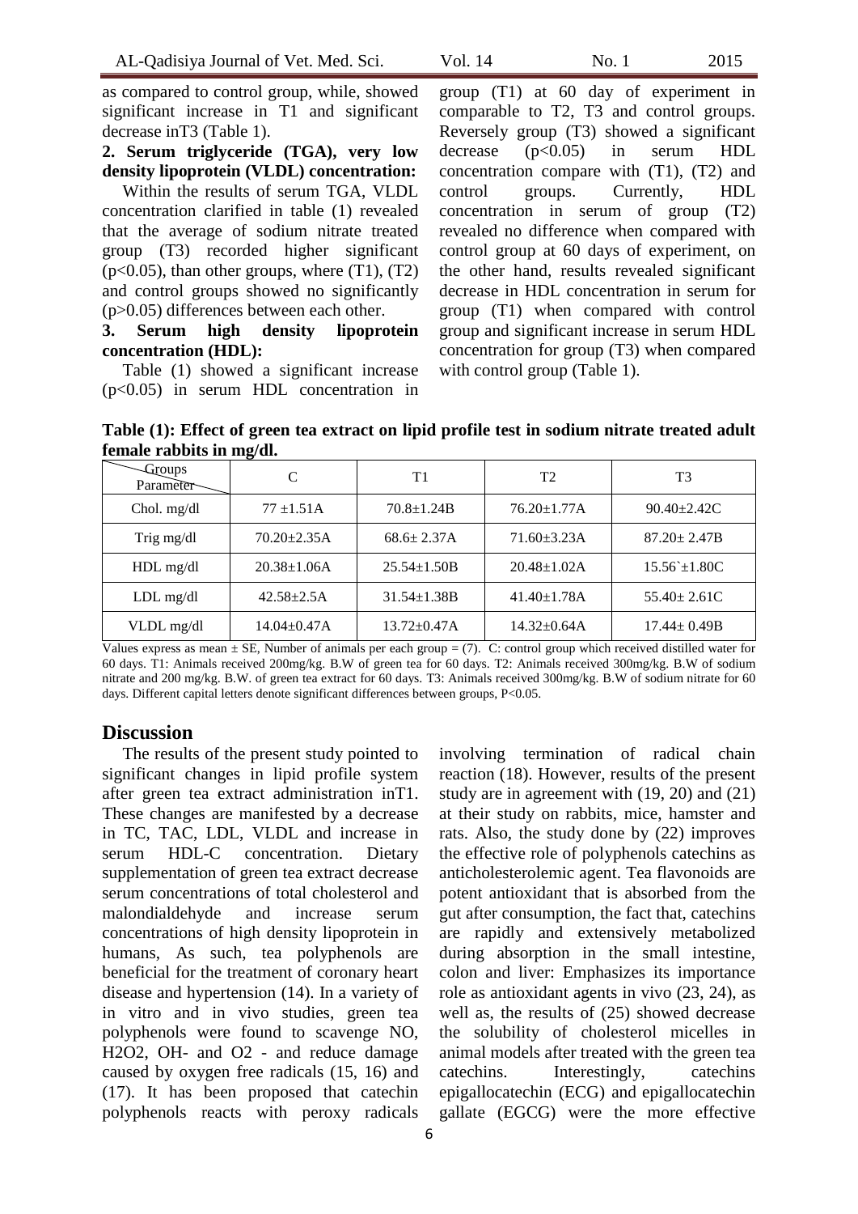as compared to control group, while, showed significant increase in T1 and significant decrease inT3 (Table 1).

**2. Serum triglyceride (TGA), very low density lipoprotein (VLDL) concentration:**

Within the results of serum TGA, VLDL concentration clarified in table (1) revealed that the average of sodium nitrate treated group (T3) recorded higher significant ($p<0.05$), than other groups, where (T1), (T2) and control groups showed no significantly ($p>0.05$) differences between each other.

**3. Serum high density lipoprotein concentration (HDL):**

Table (1) showed a significant increase ($p<0.05$) in serum HDL concentration in group (T1) at 60 day of experiment in comparable to T2, T3 and control groups. Reversely group (T3) showed a significant decrease ($p<0.05$) in serum HDL concentration compare with (T1), (T2) and control groups. Currently, HDL concentration in serum of group (T2) revealed no difference when compared with control group at 60 days of experiment, on the other hand, results revealed significant decrease in HDL concentration in serum for group (T1) when compared with control group and significant increase in serum HDL concentration for group (T3) when compared with control group (Table 1).

**Table (1): Effect of green tea extract on lipid profile test in sodium nitrate treated adult female rabbits in mg/dl.**

| Groups / Parameter | C | T1 | T2 | T3 |
|---|---|---|---|---|
| Chol. mg/dl | 77 ±1.51A | 70.8±1.24B | 76.20±1.77A | 90.40±2.42C |
| Trig mg/dl | 70.20±2.35A | 68.6± 2.37A | 71.60±3.23A | 87.20± 2.47B |
| HDL mg/dl | 20.38±1.06A | 25.54±1.50B | 20.48±1.02A | 15.56`±1.80C |
| LDL mg/dl | 42.58±2.5A | 31.54±1.38B | 41.40±1.78A | 55.40± 2.61C |
| VLDL mg/dl | 14.04±0.47A | 13.72±0.47A | 14.32±0.64A | 17.44± 0.49B |

Values express as mean ± SE, Number of animals per each group = (7). C: control group which received distilled water for 60 days. T1: Animals received 200mg/kg. B.W of green tea for 60 days. T2: Animals received 300mg/kg. B.W of sodium nitrate and 200 mg/kg. B.W. of green tea extract for 60 days. T3: Animals received 300mg/kg. B.W of sodium nitrate for 60 days. Different capital letters denote significant differences between groups, P<0.05.

## Discussion

The results of the present study pointed to significant changes in lipid profile system after green tea extract administration inT1. These changes are manifested by a decrease in TC, TAC, LDL, VLDL and increase in serum HDL-C concentration. Dietary supplementation of green tea extract decrease serum concentrations of total cholesterol and malondialdehyde and increase serum concentrations of high density lipoprotein in humans, As such, tea polyphenols are beneficial for the treatment of coronary heart disease and hypertension (14). In a variety of in vitro and in vivo studies, green tea polyphenols were found to scavenge NO, $H_2O_2$, $OH^-$ and $O_2^-$ and reduce damage caused by oxygen free radicals (15, 16) and (17). It has been proposed that catechin polyphenols reacts with peroxy radicals involving termination of radical chain reaction (18). However, results of the present study are in agreement with (19, 20) and (21) at their study on rabbits, mice, hamster and rats. Also, the study done by (22) improves the effective role of polyphenols catechins as anticholesterolemic agent. Tea flavonoids are potent antioxidant that is absorbed from the gut after consumption, the fact that, catechins are rapidly and extensively metabolized during absorption in the small intestine, colon and liver: Emphasizes its importance role as antioxidant agents in vivo (23, 24), as well as, the results of (25) showed decrease the solubility of cholesterol micelles in animal models after treated with the green tea catechins. Interestingly, catechins epigallocatechin (ECG) and epigallocatechin gallate (EGCG) were the more effective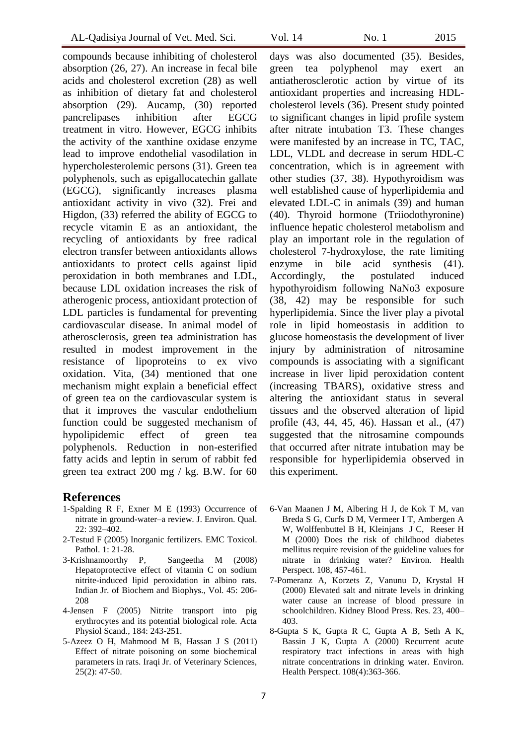compounds because inhibiting of cholesterol absorption (26, 27). An increase in fecal bile acids and cholesterol excretion (28) as well as inhibition of dietary fat and cholesterol absorption (29). Aucamp, (30) reported pancrelipases inhibition after EGCG treatment in vitro. However, EGCG inhibits the activity of the xanthine oxidase enzyme lead to improve endothelial vasodilation in hypercholesterolemic persons (31). Green tea polyphenols, such as epigallocatechin gallate (EGCG), significantly increases plasma antioxidant activity in vivo (32). Frei and Higdon, (33) referred the ability of EGCG to recycle vitamin E as an antioxidant, the recycling of antioxidants by free radical electron transfer between antioxidants allows antioxidants to protect cells against lipid peroxidation in both membranes and LDL, because LDL oxidation increases the risk of atherogenic process, antioxidant protection of LDL particles is fundamental for preventing cardiovascular disease. In animal model of atherosclerosis, green tea administration has resulted in modest improvement in the resistance of lipoproteins to ex vivo oxidation. Vita, (34) mentioned that one mechanism might explain a beneficial effect of green tea on the cardiovascular system is that it improves the vascular endothelium function could be suggested mechanism of hypolipidemic effect of green tea polyphenols. Reduction in non-esterified fatty acids and leptin in serum of rabbit fed green tea extract 200 mg / kg. B.W. for 60 days was also documented (35). Besides, green tea polyphenol may exert an antiatherosclerotic action by virtue of its antioxidant properties and increasing HDL-cholesterol levels (36). Present study pointed to significant changes in lipid profile system after nitrate intubation T3. These changes were manifested by an increase in TC, TAC, LDL, VLDL and decrease in serum HDL-C concentration, which is in agreement with other studies (37, 38). Hypothyroidism was well established cause of hyperlipidemia and elevated LDL-C in animals (39) and human (40). Thyroid hormone (Triiodothyronine) influence hepatic cholesterol metabolism and play an important role in the regulation of cholesterol 7-hydroxylose, the rate limiting enzyme in bile acid synthesis (41). Accordingly, the postulated induced hypothyroidism following NaNo3 exposure (38, 42) may be responsible for such hyperlipidemia. Since the liver play a pivotal role in lipid homeostasis in addition to glucose homeostasis the development of liver injury by administration of nitrosamine compounds is associating with a significant increase in liver lipid peroxidation content (increasing TBARS), oxidative stress and altering the antioxidant status in several tissues and the observed alteration of lipid profile (43, 44, 45, 46). Hassan et al., (47) suggested that the nitrosamine compounds that occurred after nitrate intubation may be responsible for hyperlipidemia observed in this experiment.

## References

1-Spalding R F, Exner M E (1993) Occurrence of nitrate in ground-water–a review. J. Environ. Qual. 22: 392–402.

2-Testud F (2005) Inorganic fertilizers. EMC Toxicol. Pathol. 1: 21-28.

3-Krishnamoorthy P, Sangeetha M (2008) Hepatoprotective effect of vitamin C on sodium nitrite-induced lipid peroxidation in albino rats. Indian Jr. of Biochem and Biophys., Vol. 45: 206-208

4-Jensen F (2005) Nitrite transport into pig erythrocytes and its potential biological role. Acta Physiol Scand., 184: 243-251.

5-Azeez O H, Mahmood M B, Hassan J S (2011) Effect of nitrate poisoning on some biochemical parameters in rats. Iraqi Jr. of Veterinary Sciences, 25(2): 47-50.

6-Van Maanen J M, Albering H J, de Kok T M, van Breda S G, Curfs D M, Vermeer I T, Ambergen A W, Wolffenbuttel B H, Kleinjans J C, Reeser H M (2000) Does the risk of childhood diabetes mellitus require revision of the guideline values for nitrate in drinking water? Environ. Health Perspect. 108, 457-461.

7-Pomeranz A, Korzets Z, Vanunu D, Krystal H (2000) Elevated salt and nitrate levels in drinking water cause an increase of blood pressure in schoolchildren. Kidney Blood Press. Res. 23, 400–403.

8-Gupta S K, Gupta R C, Gupta A B, Seth A K, Bassin J K, Gupta A (2000) Recurrent acute respiratory tract infections in areas with high nitrate concentrations in drinking water. Environ. Health Perspect. 108(4):363-366.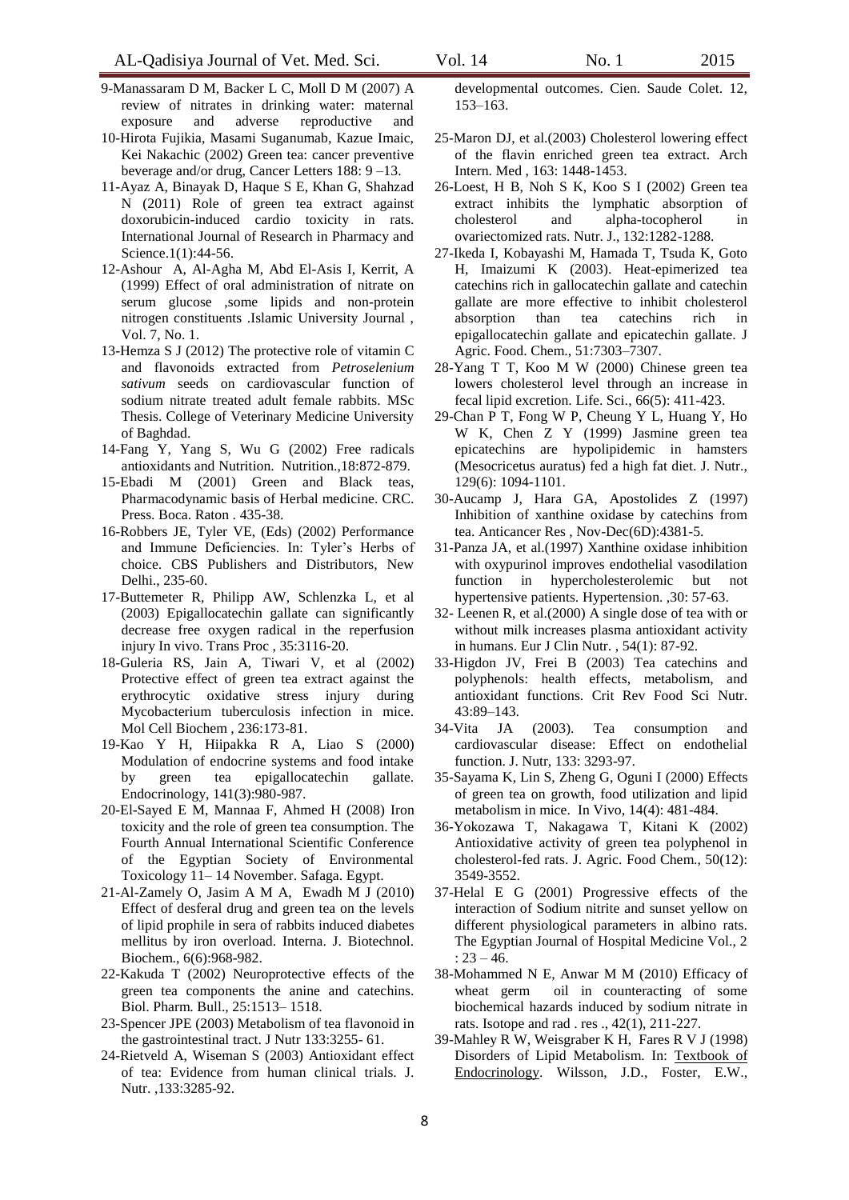9-Manassaram D M, Backer L C, Moll D M (2007) A review of nitrates in drinking water: maternal exposure and adverse reproductive and developmental outcomes. Cien. Saude Colet. 12, 153–163.

10-Hirota Fujikia, Masami Suganumab, Kazue Imaic, Kei Nakachic (2002) Green tea: cancer preventive beverage and/or drug, Cancer Letters 188: 9 –13.

11-Ayaz A, Binayak D, Haque S E, Khan G, Shahzad N (2011) Role of green tea extract against doxorubicin-induced cardio toxicity in rats. International Journal of Research in Pharmacy and Science.1(1):44-56.

12-Ashour A, Al-Agha M, Abd El-Asis I, Kerrit, A (1999) Effect of oral administration of nitrate on serum glucose ,some lipids and non-protein nitrogen constituents .Islamic University Journal , Vol. 7, No. 1.

13-Hemza S J (2012) The protective role of vitamin C and flavonoids extracted from *Petroselenium sativum* seeds on cardiovascular function of sodium nitrate treated adult female rabbits. MSc Thesis. College of Veterinary Medicine University of Baghdad.

14-Fang Y, Yang S, Wu G (2002) Free radicals antioxidants and Nutrition. Nutrition.,18:872-879.

15-Ebadi M (2001) Green and Black teas, Pharmacodynamic basis of Herbal medicine. CRC. Press. Boca. Raton . 435-38.

16-Robbers JE, Tyler VE, (Eds) (2002) Performance and Immune Deficiencies. In: Tyler's Herbs of choice. CBS Publishers and Distributors, New Delhi., 235-60.

17-Buttemeter R, Philipp AW, Schlenzka L, et al (2003) Epigallocatechin gallate can significantly decrease free oxygen radical in the reperfusion injury In vivo. Trans Proc , 35:3116-20.

18-Guleria RS, Jain A, Tiwari V, et al (2002) Protective effect of green tea extract against the erythrocytic oxidative stress injury during Mycobacterium tuberculosis infection in mice. Mol Cell Biochem , 236:173-81.

19-Kao Y H, Hiipakka R A, Liao S (2000) Modulation of endocrine systems and food intake by green tea epigallocatechin gallate. Endocrinology, 141(3):980-987.

20-El-Sayed E M, Mannaa F, Ahmed H (2008) Iron toxicity and the role of green tea consumption. The Fourth Annual International Scientific Conference of the Egyptian Society of Environmental Toxicology 11– 14 November. Safaga. Egypt.

21-Al-Zamely O, Jasim A M A, Ewadh M J (2010) Effect of desferal drug and green tea on the levels of lipid prophile in sera of rabbits induced diabetes mellitus by iron overload. Interna. J. Biotechnol. Biochem., 6(6):968-982.

22-Kakuda T (2002) Neuroprotective effects of the green tea components the anine and catechins. Biol. Pharm. Bull., 25:1513– 1518.

23-Spencer JPE (2003) Metabolism of tea flavonoid in the gastrointestinal tract. J Nutr 133:3255- 61.

24-Rietveld A, Wiseman S (2003) Antioxidant effect of tea: Evidence from human clinical trials. J. Nutr. ,133:3285-92.

25-Maron DJ, et al.(2003) Cholesterol lowering effect of the flavin enriched green tea extract. Arch Intern. Med , 163: 1448-1453.

26-Loest, H B, Noh S K, Koo S I (2002) Green tea extract inhibits the lymphatic absorption of cholesterol and alpha-tocopherol in ovariectomized rats. Nutr. J., 132:1282-1288.

27-Ikeda I, Kobayashi M, Hamada T, Tsuda K, Goto H, Imaizumi K (2003). Heat-epimerized tea catechins rich in gallocatechin gallate and catechin gallate are more effective to inhibit cholesterol absorption than tea catechins rich in epigallocatechin gallate and epicatechin gallate. J Agric. Food. Chem., 51:7303–7307.

28-Yang T T, Koo M W (2000) Chinese green tea lowers cholesterol level through an increase in fecal lipid excretion. Life. Sci., 66(5): 411-423.

29-Chan P T, Fong W P, Cheung Y L, Huang Y, Ho W K, Chen Z Y (1999) Jasmine green tea epicatechins are hypolipidemic in hamsters (Mesocricetus auratus) fed a high fat diet. J. Nutr., 129(6): 1094-1101.

30-Aucamp J, Hara GA, Apostolides Z (1997) Inhibition of xanthine oxidase by catechins from tea. Anticancer Res , Nov-Dec(6D):4381-5.

31-Panza JA, et al.(1997) Xanthine oxidase inhibition with oxypurinol improves endothelial vasodilation function in hypercholesterolemic but not hypertensive patients. Hypertension. ,30: 57-63.

32- Leenen R, et al.(2000) A single dose of tea with or without milk increases plasma antioxidant activity in humans. Eur J Clin Nutr. , 54(1): 87-92.

33-Higdon JV, Frei B (2003) Tea catechins and polyphenols: health effects, metabolism, and antioxidant functions. Crit Rev Food Sci Nutr. 43:89–143.

34-Vita JA (2003). Tea consumption and cardiovascular disease: Effect on endothelial function. J. Nutr, 133: 3293-97.

35-Sayama K, Lin S, Zheng G, Oguni I (2000) Effects of green tea on growth, food utilization and lipid metabolism in mice. In Vivo, 14(4): 481-484.

36-Yokozawa T, Nakagawa T, Kitani K (2002) Antioxidative activity of green tea polyphenol in cholesterol-fed rats. J. Agric. Food Chem., 50(12): 3549-3552.

37-Helal E G (2001) Progressive effects of the interaction of Sodium nitrite and sunset yellow on different physiological parameters in albino rats. The Egyptian Journal of Hospital Medicine Vol., 2 : 23 – 46.

38-Mohammed N E, Anwar M M (2010) Efficacy of wheat germ oil in counteracting of some biochemical hazards induced by sodium nitrate in rats. Isotope and rad . res ., 42(1), 211-227.

39-Mahley R W, Weisgraber K H, Fares R V J (1998) Disorders of Lipid Metabolism. In: Textbook of Endocrinology. Wilsson, J.D., Foster, E.W.,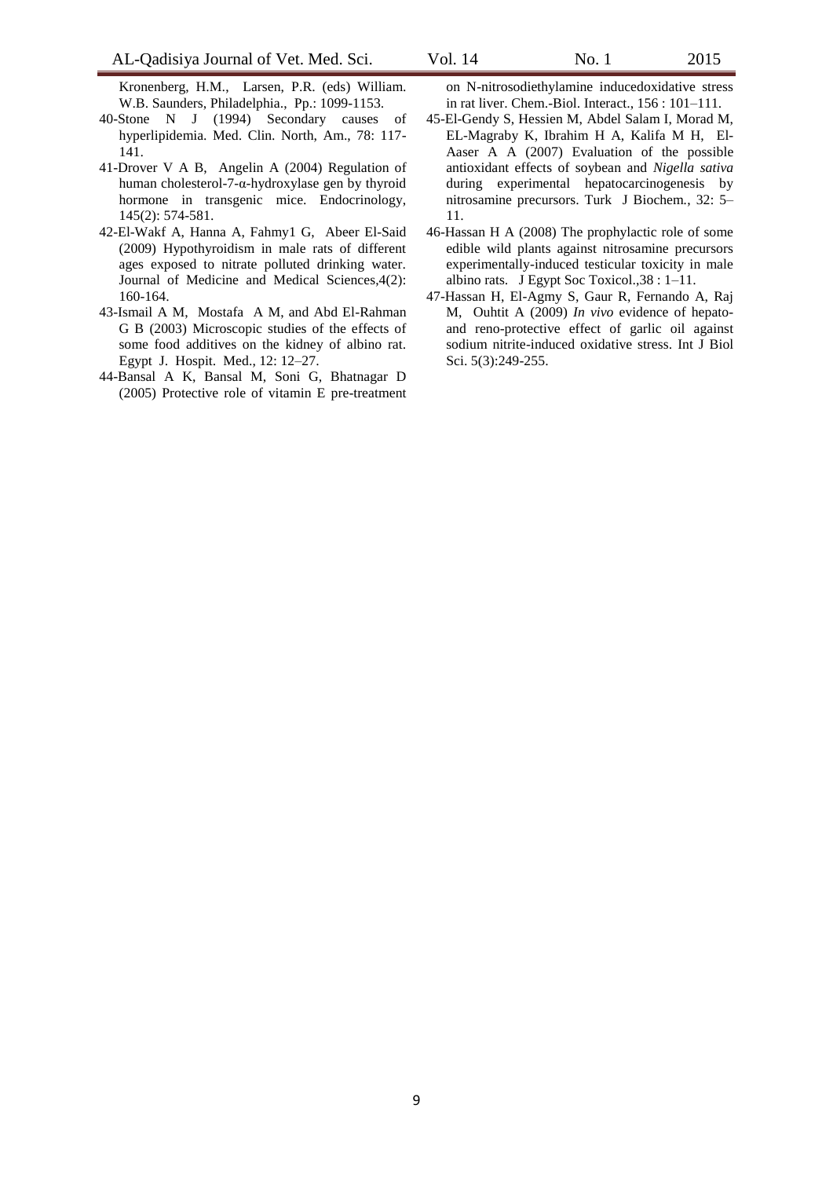Kronenberg, H.M., Larsen, P.R. (eds) William. W.B. Saunders, Philadelphia., Pp.: 1099-1153.

40-Stone N J (1994) Secondary causes of hyperlipidemia. Med. Clin. North, Am., 78: 117-141.

41-Drover V A B, Angelin A (2004) Regulation of human cholesterol-7-α-hydroxylase gen by thyroid hormone in transgenic mice. Endocrinology, 145(2): 574-581.

42-El-Wakf A, Hanna A, Fahmy1 G, Abeer El-Said (2009) Hypothyroidism in male rats of different ages exposed to nitrate polluted drinking water. Journal of Medicine and Medical Sciences,4(2): 160-164.

43-Ismail A M, Mostafa A M, and Abd El-Rahman G B (2003) Microscopic studies of the effects of some food additives on the kidney of albino rat. Egypt J. Hospit. Med., 12: 12–27.

44-Bansal A K, Bansal M, Soni G, Bhatnagar D (2005) Protective role of vitamin E pre-treatment on N-nitrosodiethylamine inducedoxidative stress in rat liver. Chem.-Biol. Interact., 156 : 101–111.

45-El-Gendy S, Hessien M, Abdel Salam I, Morad M, EL-Magraby K, Ibrahim H A, Kalifa M H, El-Aaser A A (2007) Evaluation of the possible antioxidant effects of soybean and *Nigella sativa* during experimental hepatocarcinogenesis by nitrosamine precursors. Turk J Biochem., 32: 5–11.

46-Hassan H A (2008) The prophylactic role of some edible wild plants against nitrosamine precursors experimentally-induced testicular toxicity in male albino rats. J Egypt Soc Toxicol.,38 : 1–11.

47-Hassan H, El-Agmy S, Gaur R, Fernando A, Raj M, Ouhtit A (2009) *In vivo* evidence of hepato- and reno-protective effect of garlic oil against sodium nitrite-induced oxidative stress. Int J Biol Sci. 5(3):249-255.